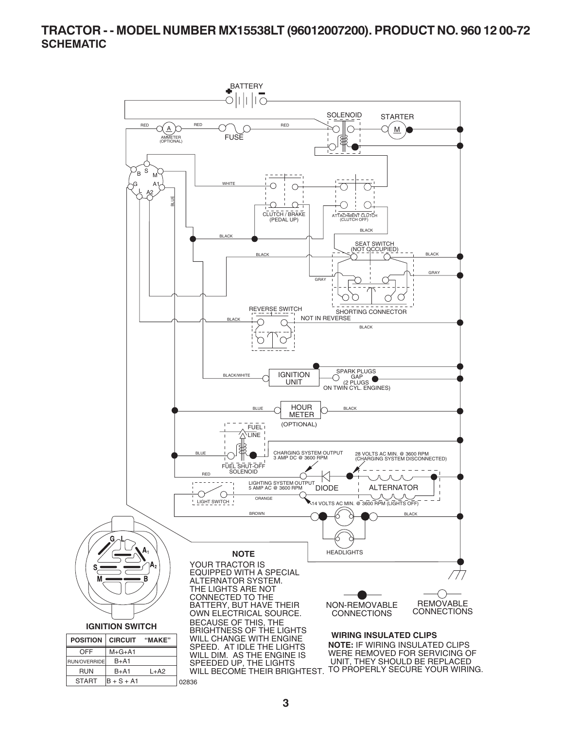# TRACTOR - - MODEL NUMBER MX15538LT (96012007200). PRODUCT NO. 960 12 00-72

## SCHEMATIC

BATTERY

SOLENOID

STARTER

RED

AMMETER (OPTIONAL)

RED

FUSE

RED

WHITE

BLUE

CLUTCH / BRAKE (PEDAL UP)

ATTACHMENT CLUTCH (CLUTCH OFF)

BLACK

BLACK

SEAT SWITCH (NOT OCCUPIED)

BLACK

BLACK

GRAY

GRAY

REVERSE SWITCH

SHORTING CONNECTOR

BLACK

NOT IN REVERSE

BLACK

BLACK/WHITE

IGNITION UNIT

SPARK PLUGS GAP (2 PLUGS ON TWIN CYL. ENGINES)

BLUE

HOUR METER

BLACK

(OPTIONAL)

FUEL LINE

BLUE

FUEL SHUT-OFF SOLENOID

CHARGING SYSTEM OUTPUT 3 AMP DC @ 3600 RPM

28 VOLTS AC MIN. @ 3600 RPM (CHARGING SYSTEM DISCONNECTED)

RED

LIGHTING SYSTEM OUTPUT 5 AMP AC @ 3600 RPM

DIODE

ALTERNATOR

LIGHT SWITCH

ORANGE

14 VOLTS AC MIN. @ 3600 RPM (LIGHTS OFF)

BROWN

BLACK

HEADLIGHTS

### NOTE

YOUR TRACTOR IS EQUIPPED WITH A SPECIAL ALTERNATOR SYSTEM. THE LIGHTS ARE NOT CONNECTED TO THE BATTERY, BUT HAVE THEIR OWN ELECTRICAL SOURCE. BECAUSE OF THIS, THE BRIGHTNESS OF THE LIGHTS WILL CHANGE WITH ENGINE SPEED. AT IDLE THE LIGHTS WILL DIM. AS THE ENGINE IS SPEEDED UP, THE LIGHTS WILL BECOME THEIR BRIGHTEST.

NON-REMOVABLE CONNECTIONS

REMOVABLE CONNECTIONS

**WIRING INSULATED CLIPS**

**NOTE:** IF WIRING INSULATED CLIPS WERE REMOVED FOR SERVICING OF UNIT, THEY SHOULD BE REPLACED TO PROPERLY SECURE YOUR WIRING.

**IGNITION SWITCH**

| POSITION | CIRCUIT | "MAKE" |
|---|---|---|
| OFF | M+G+A1 | |
| RUN/OVERRIDE | B+A1 | |
| RUN | B+A1 | L+A2 |
| START | B + S + A1 | |

02836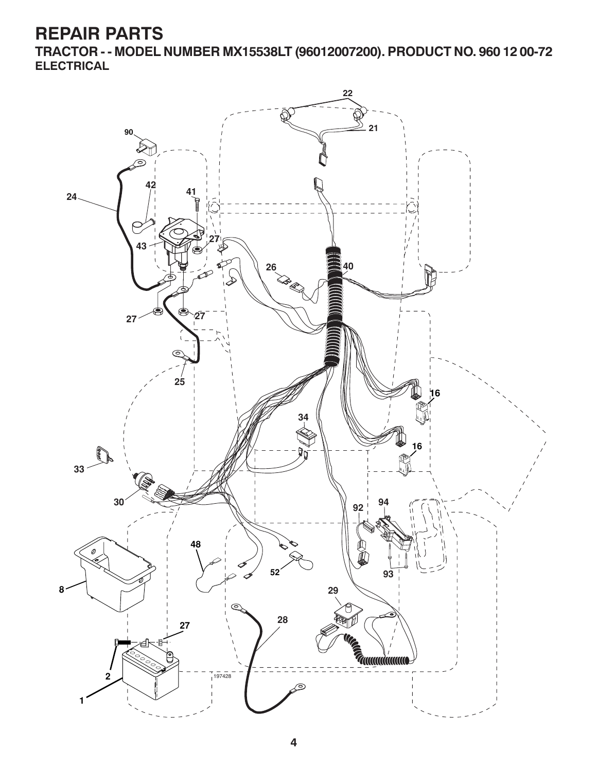# REPAIR PARTS

## TRACTOR - - MODEL NUMBER MX15538LT (96012007200). PRODUCT NO. 960 12 00-72

### ELECTRICAL

22

21

90

24

42

41

43

27

26

40

27

27

25

16

34

16

33

30

94

92

48

52

93

8

29

28

27

2

1

197428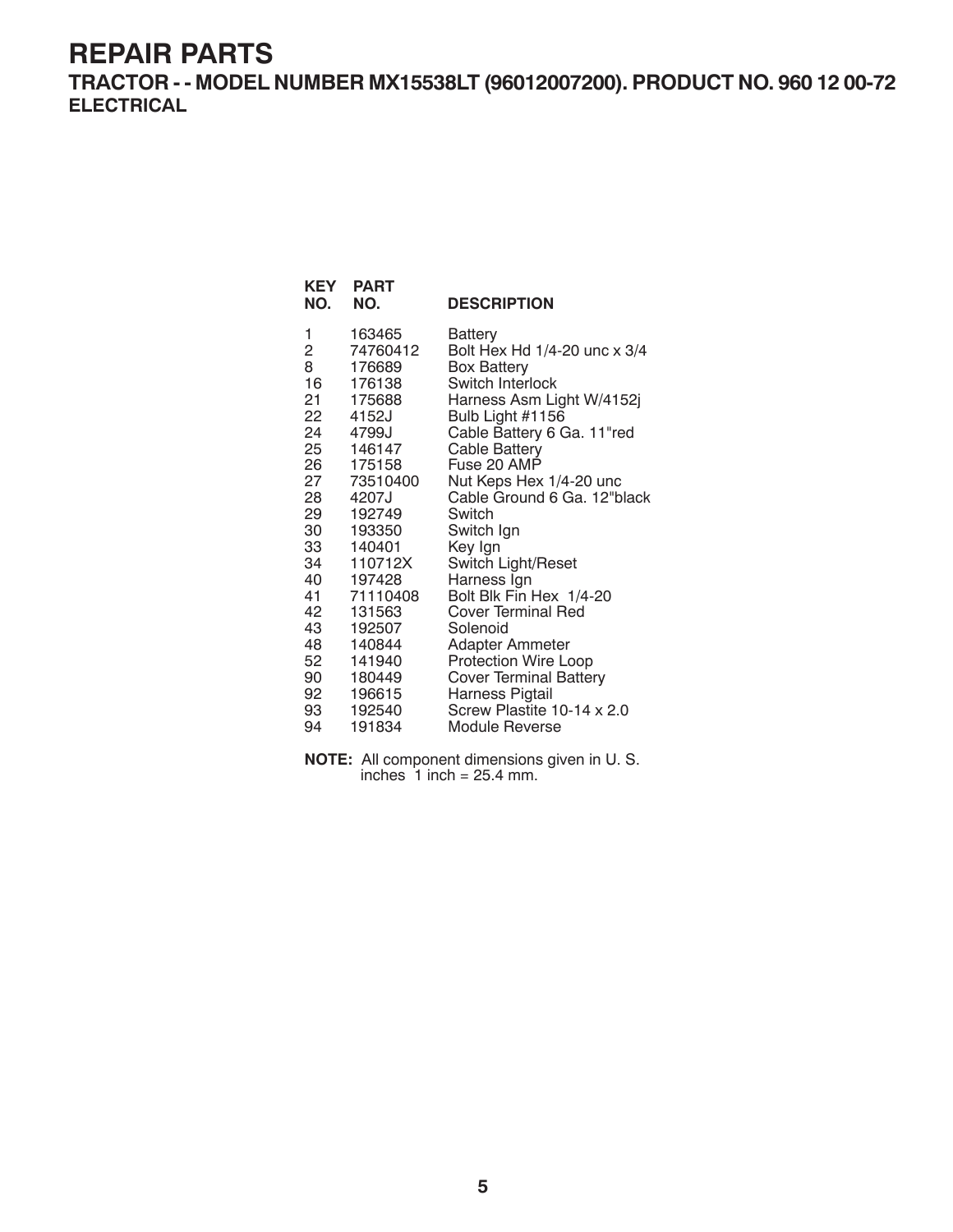# REPAIR PARTS

## TRACTOR - - MODEL NUMBER MX15538LT (96012007200). PRODUCT NO. 960 12 00-72

### ELECTRICAL

| KEY NO. | PART NO. | DESCRIPTION |
|---|---|---|
| 1 | 163465 | Battery |
| 2 | 74760412 | Bolt Hex Hd 1/4-20 unc x 3/4 |
| 8 | 176689 | Box Battery |
| 16 | 176138 | Switch Interlock |
| 21 | 175688 | Harness Asm Light W/4152j |
| 22 | 4152J | Bulb Light #1156 |
| 24 | 4799J | Cable Battery 6 Ga. 11"red |
| 25 | 146147 | Cable Battery |
| 26 | 175158 | Fuse 20 AMP |
| 27 | 73510400 | Nut Keps Hex 1/4-20 unc |
| 28 | 4207J | Cable Ground 6 Ga. 12"black |
| 29 | 192749 | Switch |
| 30 | 193350 | Switch Ign |
| 33 | 140401 | Key Ign |
| 34 | 110712X | Switch Light/Reset |
| 40 | 197428 | Harness Ign |
| 41 | 71110408 | Bolt Blk Fin Hex 1/4-20 |
| 42 | 131563 | Cover Terminal Red |
| 43 | 192507 | Solenoid |
| 48 | 140844 | Adapter Ammeter |
| 52 | 141940 | Protection Wire Loop |
| 90 | 180449 | Cover Terminal Battery |
| 92 | 196615 | Harness Pigtail |
| 93 | 192540 | Screw Plastite 10-14 x 2.0 |
| 94 | 191834 | Module Reverse |

**NOTE:** All component dimensions given in U. S. inches 1 inch = 25.4 mm.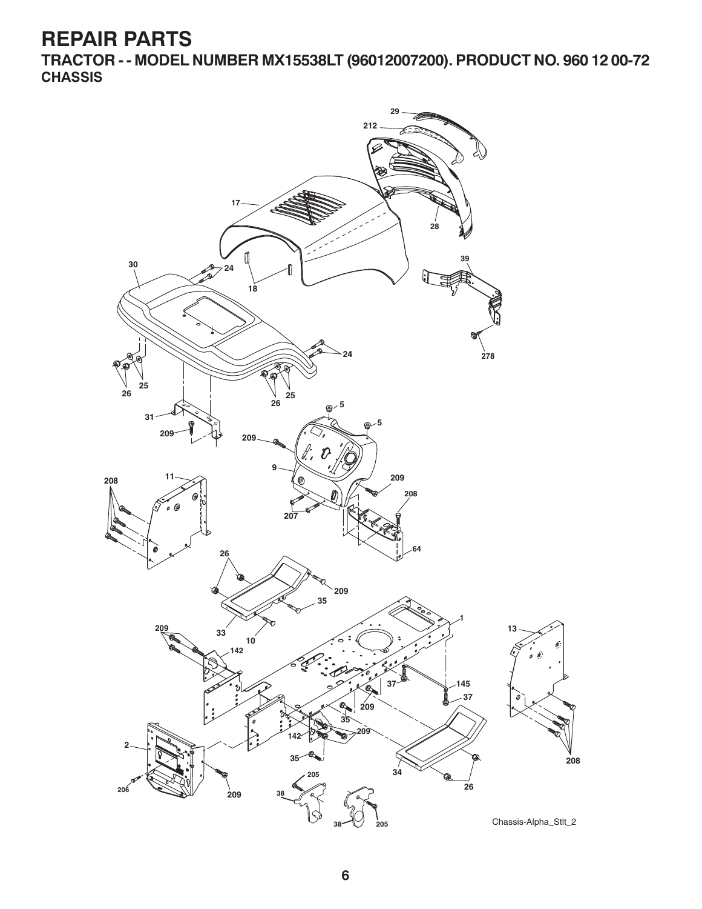# REPAIR PARTS

## TRACTOR - - MODEL NUMBER MX15538LT (96012007200). PRODUCT NO. 960 12 00-72

### CHASSIS

Chassis-Alpha_Stlt_2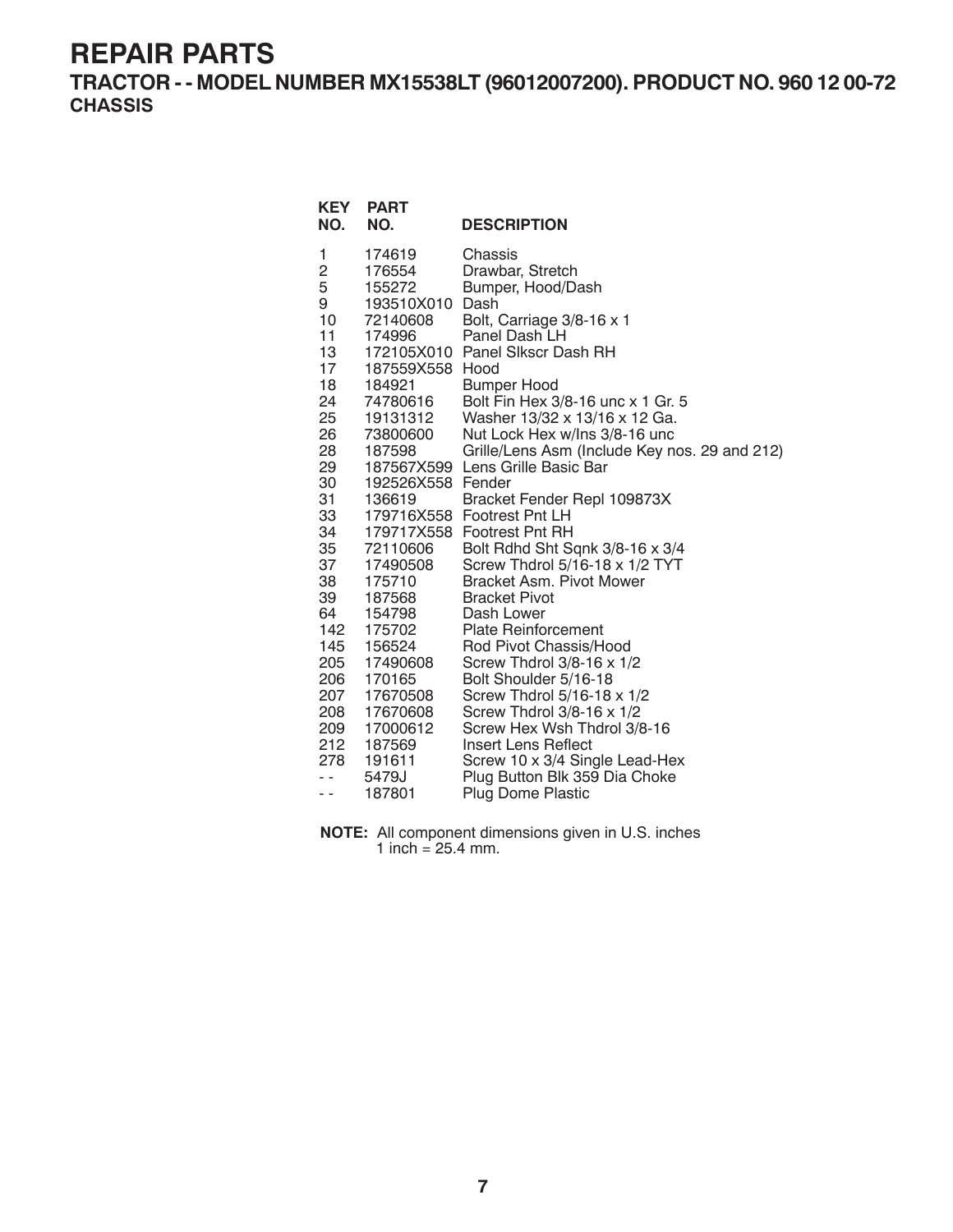# REPAIR PARTS

## TRACTOR - - MODEL NUMBER MX15538LT (96012007200). PRODUCT NO. 960 12 00-72

### CHASSIS

| KEY NO. | PART NO. | DESCRIPTION |
|---|---|---|
| 1 | 174619 | Chassis |
| 2 | 176554 | Drawbar, Stretch |
| 5 | 155272 | Bumper, Hood/Dash |
| 9 | 193510X010 | Dash |
| 10 | 72140608 | Bolt, Carriage 3/8-16 x 1 |
| 11 | 174996 | Panel Dash LH |
| 13 | 172105X010 | Panel Slkscr Dash RH |
| 17 | 187559X558 | Hood |
| 18 | 184921 | Bumper Hood |
| 24 | 74780616 | Bolt Fin Hex 3/8-16 unc x 1 Gr. 5 |
| 25 | 19131312 | Washer 13/32 x 13/16 x 12 Ga. |
| 26 | 73800600 | Nut Lock Hex w/Ins 3/8-16 unc |
| 28 | 187598 | Grille/Lens Asm (Include Key nos. 29 and 212) |
| 29 | 187567X599 | Lens Grille Basic Bar |
| 30 | 192526X558 | Fender |
| 31 | 136619 | Bracket Fender Repl 109873X |
| 33 | 179716X558 | Footrest Pnt LH |
| 34 | 179717X558 | Footrest Pnt RH |
| 35 | 72110606 | Bolt Rdhd Sht Sqnk 3/8-16 x 3/4 |
| 37 | 17490508 | Screw Thdrol 5/16-18 x 1/2 TYT |
| 38 | 175710 | Bracket Asm. Pivot Mower |
| 39 | 187568 | Bracket Pivot |
| 64 | 154798 | Dash Lower |
| 142 | 175702 | Plate Reinforcement |
| 145 | 156524 | Rod Pivot Chassis/Hood |
| 205 | 17490608 | Screw Thdrol 3/8-16 x 1/2 |
| 206 | 170165 | Bolt Shoulder 5/16-18 |
| 207 | 17670508 | Screw Thdrol 5/16-18 x 1/2 |
| 208 | 17670608 | Screw Thdrol 3/8-16 x 1/2 |
| 209 | 17000612 | Screw Hex Wsh Thdrol 3/8-16 |
| 212 | 187569 | Insert Lens Reflect |
| 278 | 191611 | Screw 10 x 3/4 Single Lead-Hex |
| - - | 5479J | Plug Button Blk 359 Dia Choke |
| - - | 187801 | Plug Dome Plastic |

**NOTE:** All component dimensions given in U.S. inches
1 inch = 25.4 mm.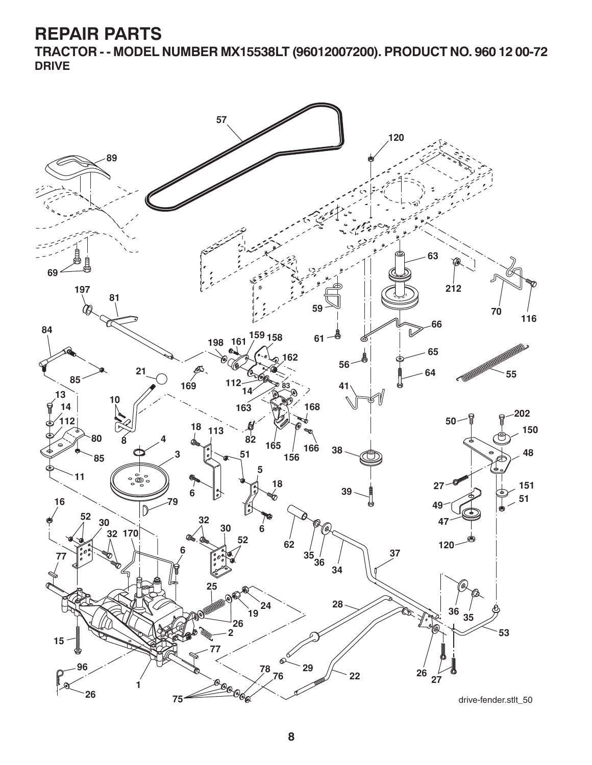# REPAIR PARTS

## TRACTOR - - MODEL NUMBER MX15538LT (96012007200). PRODUCT NO. 960 12 00-72

### DRIVE

drive-fender.stlt_50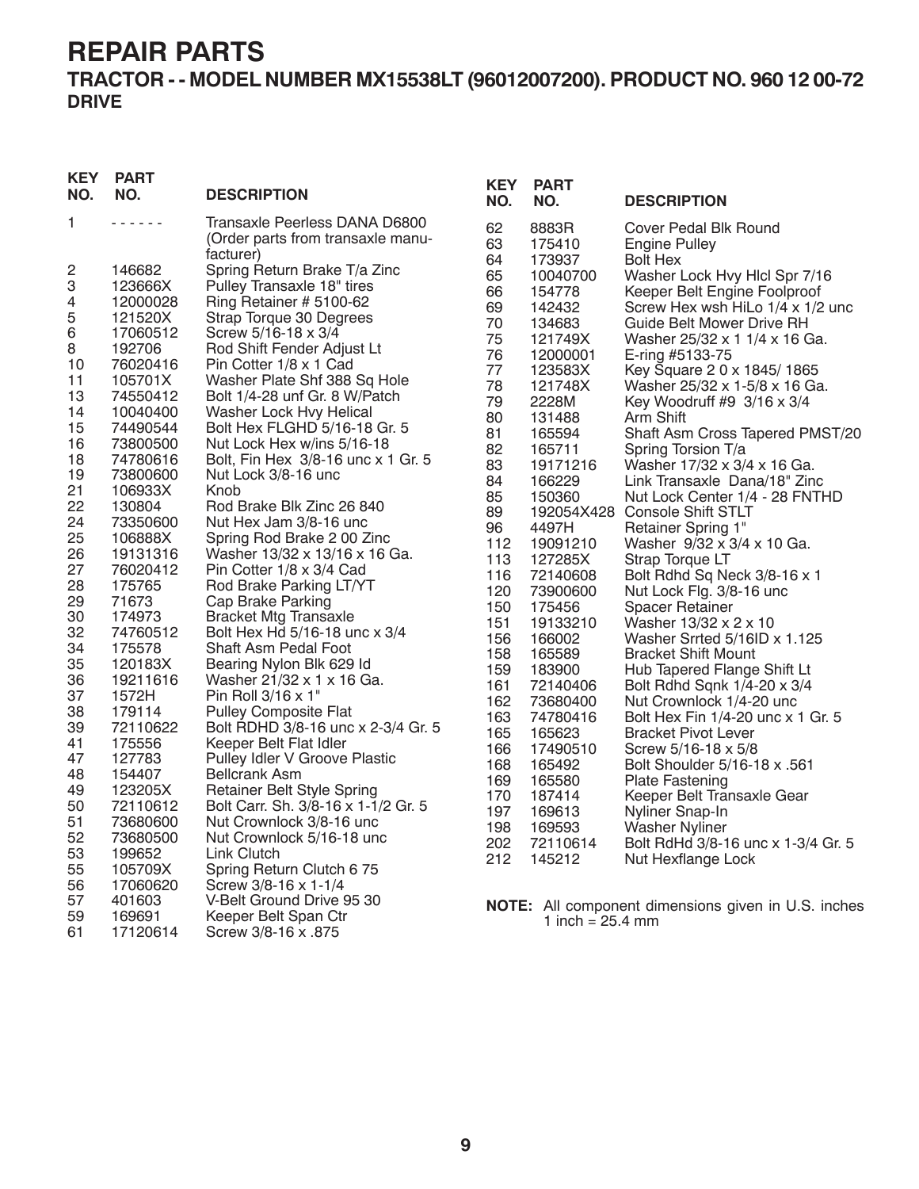# REPAIR PARTS

## TRACTOR - - MODEL NUMBER MX15538LT (96012007200). PRODUCT NO. 960 12 00-72

### DRIVE

| KEY NO. | PART NO. | DESCRIPTION |
|---|---|---|
| 1 | - - - - - - | Transaxle Peerless DANA D6800 (Order parts from transaxle manufacturer) |
| 2 | 146682 | Spring Return Brake T/a Zinc |
| 3 | 123666X | Pulley Transaxle 18" tires |
| 4 | 12000028 | Ring Retainer # 5100-62 |
| 5 | 121520X | Strap Torque 30 Degrees |
| 6 | 17060512 | Screw 5/16-18 x 3/4 |
| 8 | 192706 | Rod Shift Fender Adjust Lt |
| 10 | 76020416 | Pin Cotter 1/8 x 1 Cad |
| 11 | 105701X | Washer Plate Shf 388 Sq Hole |
| 13 | 74550412 | Bolt 1/4-28 unf Gr. 8 W/Patch |
| 14 | 10040400 | Washer Lock Hvy Helical |
| 15 | 74490544 | Bolt Hex FLGHD 5/16-18 Gr. 5 |
| 16 | 73800500 | Nut Lock Hex w/ins 5/16-18 |
| 18 | 74780616 | Bolt, Fin Hex 3/8-16 unc x 1 Gr. 5 |
| 19 | 73800600 | Nut Lock 3/8-16 unc |
| 21 | 106933X | Knob |
| 22 | 130804 | Rod Brake Blk Zinc 26 840 |
| 24 | 73350600 | Nut Hex Jam 3/8-16 unc |
| 25 | 106888X | Spring Rod Brake 2 00 Zinc |
| 26 | 19131316 | Washer 13/32 x 13/16 x 16 Ga. |
| 27 | 76020412 | Pin Cotter 1/8 x 3/4 Cad |
| 28 | 175765 | Rod Brake Parking LT/YT |
| 29 | 71673 | Cap Brake Parking |
| 30 | 174973 | Bracket Mtg Transaxle |
| 32 | 74760512 | Bolt Hex Hd 5/16-18 unc x 3/4 |
| 34 | 175578 | Shaft Asm Pedal Foot |
| 35 | 120183X | Bearing Nylon Blk 629 Id |
| 36 | 19211616 | Washer 21/32 x 1 x 16 Ga. |
| 37 | 1572H | Pin Roll 3/16 x 1" |
| 38 | 179114 | Pulley Composite Flat |
| 39 | 72110622 | Bolt RDHD 3/8-16 unc x 2-3/4 Gr. 5 |
| 41 | 175556 | Keeper Belt Flat Idler |
| 47 | 127783 | Pulley Idler V Groove Plastic |
| 48 | 154407 | Bellcrank Asm |
| 49 | 123205X | Retainer Belt Style Spring |
| 50 | 72110612 | Bolt Carr. Sh. 3/8-16 x 1-1/2 Gr. 5 |
| 51 | 73680600 | Nut Crownlock 3/8-16 unc |
| 52 | 73680500 | Nut Crownlock 5/16-18 unc |
| 53 | 199652 | Link Clutch |
| 55 | 105709X | Spring Return Clutch 6 75 |
| 56 | 17060620 | Screw 3/8-16 x 1-1/4 |
| 57 | 401603 | V-Belt Ground Drive 95 30 |
| 59 | 169691 | Keeper Belt Span Ctr |
| 61 | 17120614 | Screw 3/8-16 x .875 |
| 62 | 8883R | Cover Pedal Blk Round |
| 63 | 175410 | Engine Pulley |
| 64 | 173937 | Bolt Hex |
| 65 | 10040700 | Washer Lock Hvy Hlcl Spr 7/16 |
| 66 | 154778 | Keeper Belt Engine Foolproof |
| 69 | 142432 | Screw Hex wsh HiLo 1/4 x 1/2 unc |
| 70 | 134683 | Guide Belt Mower Drive RH |
| 75 | 121749X | Washer 25/32 x 1 1/4 x 16 Ga. |
| 76 | 12000001 | E-ring #5133-75 |
| 77 | 123583X | Key Square 2 0 x 1845/ 1865 |
| 78 | 121748X | Washer 25/32 x 1-5/8 x 16 Ga. |
| 79 | 2228M | Key Woodruff #9 3/16 x 3/4 |
| 80 | 131488 | Arm Shift |
| 81 | 165594 | Shaft Asm Cross Tapered PMST/20 |
| 82 | 165711 | Spring Torsion T/a |
| 83 | 19171216 | Washer 17/32 x 3/4 x 16 Ga. |
| 84 | 166229 | Link Transaxle Dana/18" Zinc |
| 85 | 150360 | Nut Lock Center 1/4 - 28 FNTHD |
| 89 | 192054X428 | Console Shift STLT |
| 96 | 4497H | Retainer Spring 1" |
| 112 | 19091210 | Washer 9/32 x 3/4 x 10 Ga. |
| 113 | 127285X | Strap Torque LT |
| 116 | 72140608 | Bolt Rdhd Sq Neck 3/8-16 x 1 |
| 120 | 73900600 | Nut Lock Flg. 3/8-16 unc |
| 150 | 175456 | Spacer Retainer |
| 151 | 19133210 | Washer 13/32 x 2 x 10 |
| 156 | 166002 | Washer Srrted 5/16ID x 1.125 |
| 158 | 165589 | Bracket Shift Mount |
| 159 | 183900 | Hub Tapered Flange Shift Lt |
| 161 | 72140406 | Bolt Rdhd Sqnk 1/4-20 x 3/4 |
| 162 | 73680400 | Nut Crownlock 1/4-20 unc |
| 163 | 74780416 | Bolt Hex Fin 1/4-20 unc x 1 Gr. 5 |
| 165 | 165623 | Bracket Pivot Lever |
| 166 | 17490510 | Screw 5/16-18 x 5/8 |
| 168 | 165492 | Bolt Shoulder 5/16-18 x .561 |
| 169 | 165580 | Plate Fastening |
| 170 | 187414 | Keeper Belt Transaxle Gear |
| 197 | 169613 | Nyliner Snap-In |
| 198 | 169593 | Washer Nyliner |
| 202 | 72110614 | Bolt RdHd 3/8-16 unc x 1-3/4 Gr. 5 |
| 212 | 145212 | Nut Hexflange Lock |

**NOTE:** All component dimensions given in U.S. inches
1 inch = 25.4 mm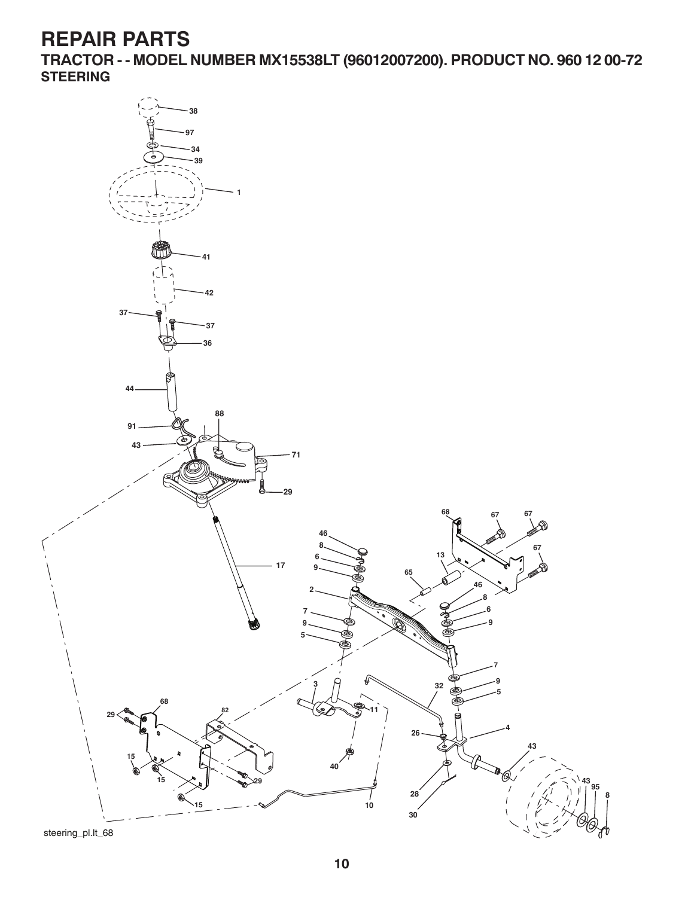# REPAIR PARTS

## TRACTOR - - MODEL NUMBER MX15538LT (96012007200). PRODUCT NO. 960 12 00-72

### STEERING

38
97
34
39
1
41
42
37
37
36
44
88
91
43
71
29
68
67
67
46
8
6
9
13
67
65
2
46
8
6
9
7
9
5
7
9
5
3
32
68
29
82
11
4
26
43
15
15
40
43
95
8
29
28
15
10
30

steering_pl.lt_68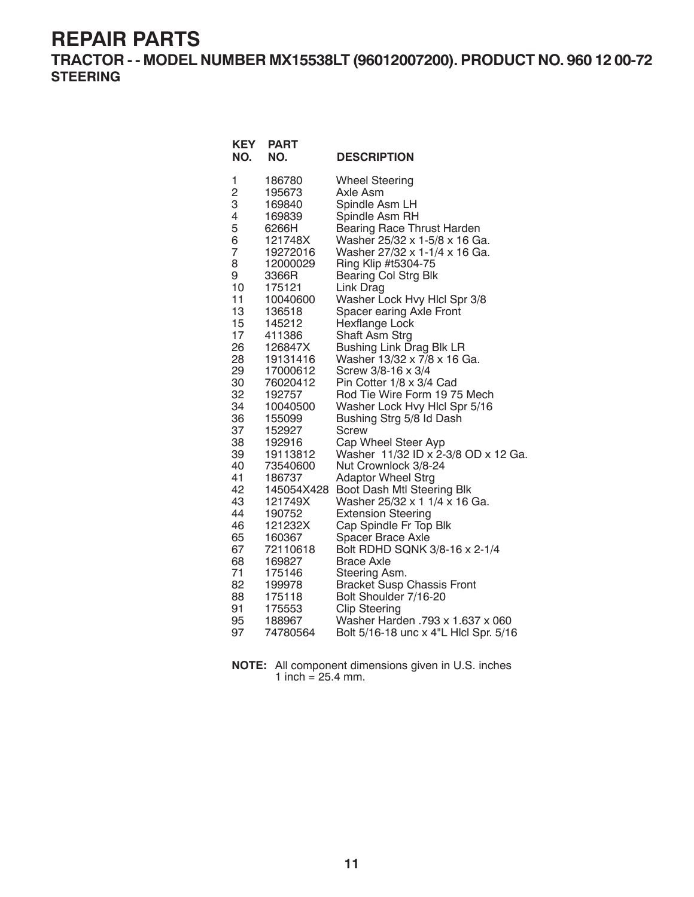# REPAIR PARTS

## TRACTOR - - MODEL NUMBER MX15538LT (96012007200). PRODUCT NO. 960 12 00-72

### STEERING

| KEY NO. | PART NO. | DESCRIPTION |
|---|---|---|
| 1 | 186780 | Wheel Steering |
| 2 | 195673 | Axle Asm |
| 3 | 169840 | Spindle Asm LH |
| 4 | 169839 | Spindle Asm RH |
| 5 | 6266H | Bearing Race Thrust Harden |
| 6 | 121748X | Washer 25/32 x 1-5/8 x 16 Ga. |
| 7 | 19272016 | Washer 27/32 x 1-1/4 x 16 Ga. |
| 8 | 12000029 | Ring Klip #t5304-75 |
| 9 | 3366R | Bearing Col Strg Blk |
| 10 | 175121 | Link Drag |
| 11 | 10040600 | Washer Lock Hvy Hlcl Spr 3/8 |
| 13 | 136518 | Spacer earing Axle Front |
| 15 | 145212 | Hexflange Lock |
| 17 | 411386 | Shaft Asm Strg |
| 26 | 126847X | Bushing Link Drag Blk LR |
| 28 | 19131416 | Washer 13/32 x 7/8 x 16 Ga. |
| 29 | 17000612 | Screw 3/8-16 x 3/4 |
| 30 | 76020412 | Pin Cotter 1/8 x 3/4 Cad |
| 32 | 192757 | Rod Tie Wire Form 19 75 Mech |
| 34 | 10040500 | Washer Lock Hvy Hlcl Spr 5/16 |
| 36 | 155099 | Bushing Strg 5/8 Id Dash |
| 37 | 152927 | Screw |
| 38 | 192916 | Cap Wheel Steer Ayp |
| 39 | 19113812 | Washer 11/32 ID x 2-3/8 OD x 12 Ga. |
| 40 | 73540600 | Nut Crownlock 3/8-24 |
| 41 | 186737 | Adaptor Wheel Strg |
| 42 | 145054X428 | Boot Dash Mtl Steering Blk |
| 43 | 121749X | Washer 25/32 x 1 1/4 x 16 Ga. |
| 44 | 190752 | Extension Steering |
| 46 | 121232X | Cap Spindle Fr Top Blk |
| 65 | 160367 | Spacer Brace Axle |
| 67 | 72110618 | Bolt RDHD SQNK 3/8-16 x 2-1/4 |
| 68 | 169827 | Brace Axle |
| 71 | 175146 | Steering Asm. |
| 82 | 199978 | Bracket Susp Chassis Front |
| 88 | 175118 | Bolt Shoulder 7/16-20 |
| 91 | 175553 | Clip Steering |
| 95 | 188967 | Washer Harden .793 x 1.637 x 060 |
| 97 | 74780564 | Bolt 5/16-18 unc x 4"L Hlcl Spr. 5/16 |

**NOTE:** All component dimensions given in U.S. inches
1 inch = 25.4 mm.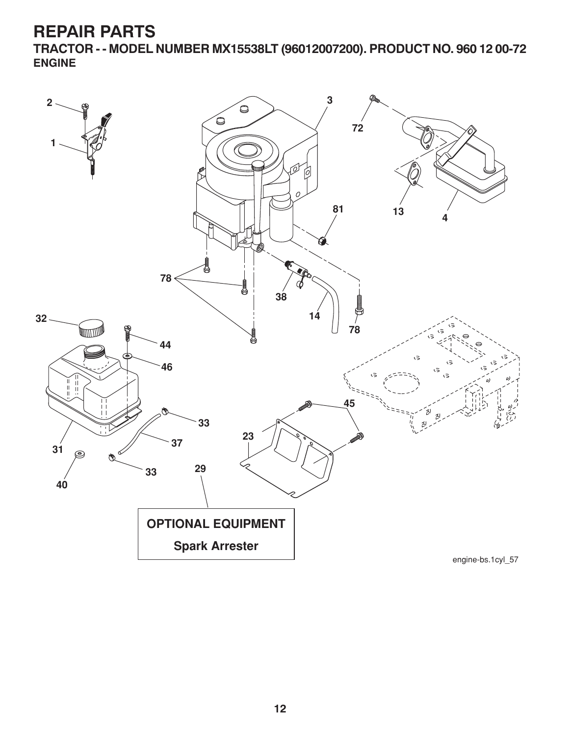# REPAIR PARTS

## TRACTOR - - MODEL NUMBER MX15538LT (96012007200). PRODUCT NO. 960 12 00-72

### ENGINE

2
1
3
72
81
13
4
78
38
14
78
32
44
46
45
33
23
37
31
33
29
40

**OPTIONAL EQUIPMENT**

**Spark Arrester**

engine-bs.1cyl_57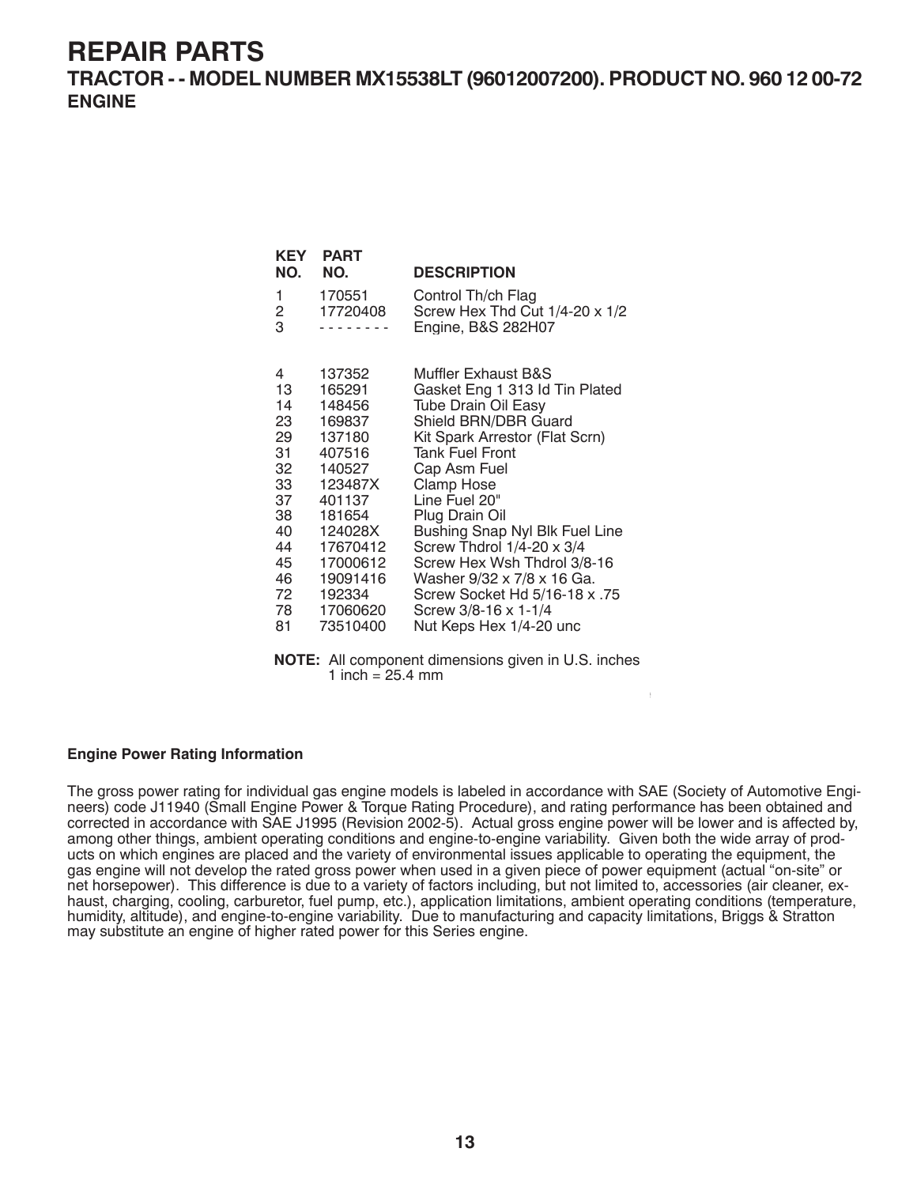# REPAIR PARTS

## TRACTOR - - MODEL NUMBER MX15538LT (96012007200). PRODUCT NO. 960 12 00-72

### ENGINE

| KEY NO. | PART NO. | DESCRIPTION |
|---|---|---|
| 1 | 170551 | Control Th/ch Flag |
| 2 | 17720408 | Screw Hex Thd Cut 1/4-20 x 1/2 |
| 3 | - - - - - - - - | Engine, B&S 282H07 |
| 4 | 137352 | Muffler Exhaust B&S |
| 13 | 165291 | Gasket Eng 1 313 Id Tin Plated |
| 14 | 148456 | Tube Drain Oil Easy |
| 23 | 169837 | Shield BRN/DBR Guard |
| 29 | 137180 | Kit Spark Arrestor (Flat Scrn) |
| 31 | 407516 | Tank Fuel Front |
| 32 | 140527 | Cap Asm Fuel |
| 33 | 123487X | Clamp Hose |
| 37 | 401137 | Line Fuel 20" |
| 38 | 181654 | Plug Drain Oil |
| 40 | 124028X | Bushing Snap Nyl Blk Fuel Line |
| 44 | 17670412 | Screw Thdrol 1/4-20 x 3/4 |
| 45 | 17000612 | Screw Hex Wsh Thdrol 3/8-16 |
| 46 | 19091416 | Washer 9/32 x 7/8 x 16 Ga. |
| 72 | 192334 | Screw Socket Hd 5/16-18 x .75 |
| 78 | 17060620 | Screw 3/8-16 x 1-1/4 |
| 81 | 73510400 | Nut Keps Hex 1/4-20 unc |

**NOTE:** All component dimensions given in U.S. inches
1 inch = 25.4 mm

**Engine Power Rating Information**

The gross power rating for individual gas engine models is labeled in accordance with SAE (Society of Automotive Engineers) code J11940 (Small Engine Power & Torque Rating Procedure), and rating performance has been obtained and corrected in accordance with SAE J1995 (Revision 2002-5). Actual gross engine power will be lower and is affected by, among other things, ambient operating conditions and engine-to-engine variability. Given both the wide array of products on which engines are placed and the variety of environmental issues applicable to operating the equipment, the gas engine will not develop the rated gross power when used in a given piece of power equipment (actual "on-site" or net horsepower). This difference is due to a variety of factors including, but not limited to, accessories (air cleaner, exhaust, charging, cooling, carburetor, fuel pump, etc.), application limitations, ambient operating conditions (temperature, humidity, altitude), and engine-to-engine variability. Due to manufacturing and capacity limitations, Briggs & Stratton may substitute an engine of higher rated power for this Series engine.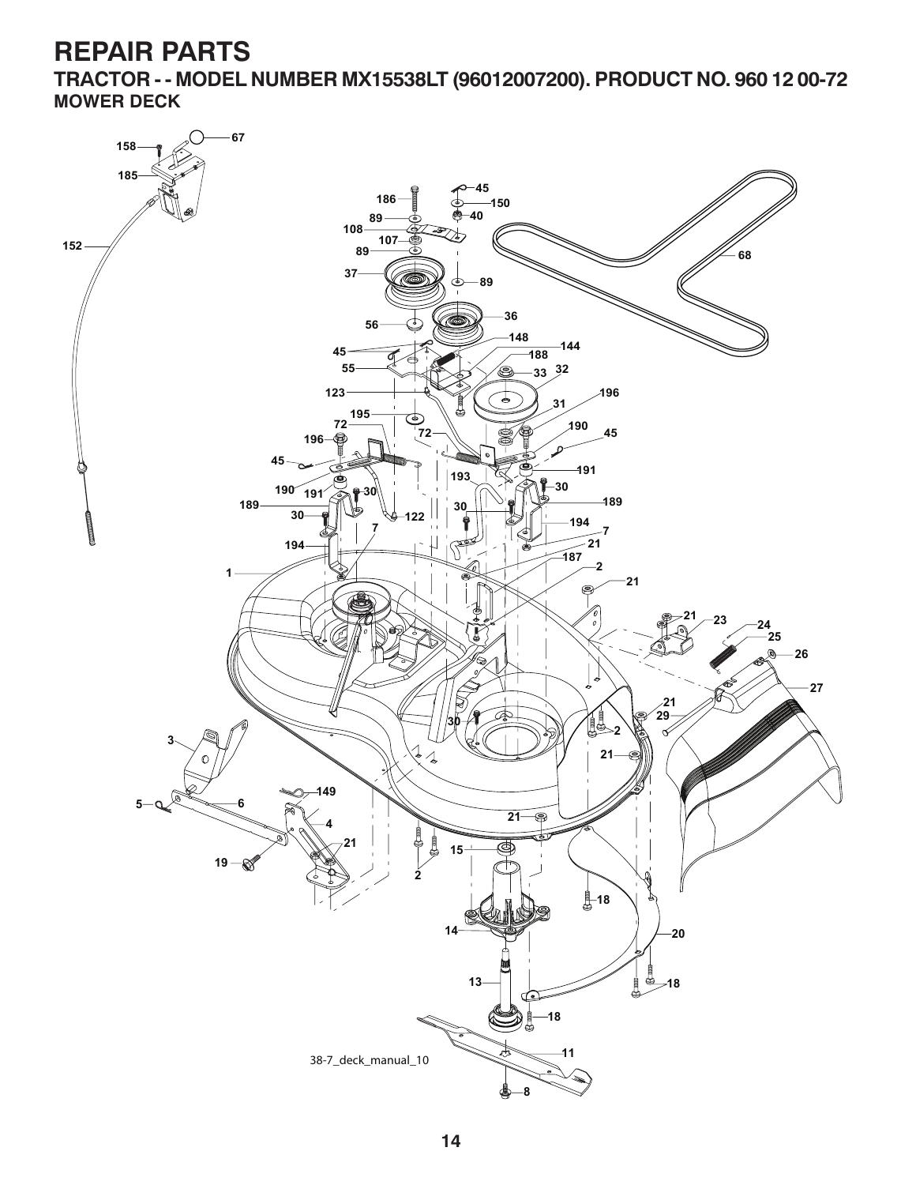# REPAIR PARTS

## TRACTOR - - MODEL NUMBER MX15538LT (96012007200). PRODUCT NO. 960 12 00-72

### MOWER DECK

38-7_deck_manual_10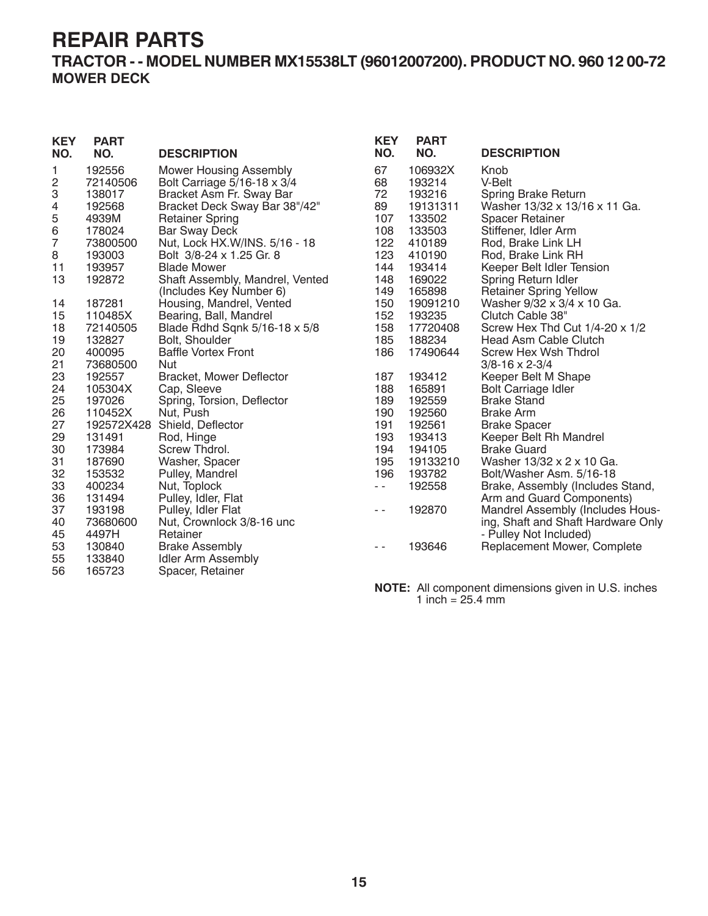# REPAIR PARTS

## TRACTOR - - MODEL NUMBER MX15538LT (96012007200). PRODUCT NO. 960 12 00-72

### MOWER DECK

| KEY NO. | PART NO. | DESCRIPTION |
|---|---|---|
| 1 | 192556 | Mower Housing Assembly |
| 2 | 72140506 | Bolt Carriage 5/16-18 x 3/4 |
| 3 | 138017 | Bracket Asm Fr. Sway Bar |
| 4 | 192568 | Bracket Deck Sway Bar 38"/42" |
| 5 | 4939M | Retainer Spring |
| 6 | 178024 | Bar Sway Deck |
| 7 | 73800500 | Nut, Lock HX.W/INS. 5/16 - 18 |
| 8 | 193003 | Bolt 3/8-24 x 1.25 Gr. 8 |
| 11 | 193957 | Blade Mower |
| 13 | 192872 | Shaft Assembly, Mandrel, Vented (Includes Key Number 6) |
| 14 | 187281 | Housing, Mandrel, Vented |
| 15 | 110485X | Bearing, Ball, Mandrel |
| 18 | 72140505 | Blade Rdhd Sqnk 5/16-18 x 5/8 |
| 19 | 132827 | Bolt, Shoulder |
| 20 | 400095 | Baffle Vortex Front |
| 21 | 73680500 | Nut |
| 23 | 192557 | Bracket, Mower Deflector |
| 24 | 105304X | Cap, Sleeve |
| 25 | 197026 | Spring, Torsion, Deflector |
| 26 | 110452X | Nut, Push |
| 27 | 192572X428 | Shield, Deflector |
| 29 | 131491 | Rod, Hinge |
| 30 | 173984 | Screw Thdrol. |
| 31 | 187690 | Washer, Spacer |
| 32 | 153532 | Pulley, Mandrel |
| 33 | 400234 | Nut, Toplock |
| 36 | 131494 | Pulley, Idler, Flat |
| 37 | 193198 | Pulley, Idler Flat |
| 40 | 73680600 | Nut, Crownlock 3/8-16 unc |
| 45 | 4497H | Retainer |
| 53 | 130840 | Brake Assembly |
| 55 | 133840 | Idler Arm Assembly |
| 56 | 165723 | Spacer, Retainer |
| 67 | 106932X | Knob |
| 68 | 193214 | V-Belt |
| 72 | 193216 | Spring Brake Return |
| 89 | 19131311 | Washer 13/32 x 13/16 x 11 Ga. |
| 107 | 133502 | Spacer Retainer |
| 108 | 133503 | Stiffener, Idler Arm |
| 122 | 410189 | Rod, Brake Link LH |
| 123 | 410190 | Rod, Brake Link RH |
| 144 | 193414 | Keeper Belt Idler Tension |
| 148 | 169022 | Spring Return Idler |
| 149 | 165898 | Retainer Spring Yellow |
| 150 | 19091210 | Washer 9/32 x 3/4 x 10 Ga. |
| 152 | 193235 | Clutch Cable 38" |
| 158 | 17720408 | Screw Hex Thd Cut 1/4-20 x 1/2 |
| 185 | 188234 | Head Asm Cable Clutch |
| 186 | 17490644 | Screw Hex Wsh Thdrol 3/8-16 x 2-3/4 |
| 187 | 193412 | Keeper Belt M Shape |
| 188 | 165891 | Bolt Carriage Idler |
| 189 | 192559 | Brake Stand |
| 190 | 192560 | Brake Arm |
| 191 | 192561 | Brake Spacer |
| 193 | 193413 | Keeper Belt Rh Mandrel |
| 194 | 194105 | Brake Guard |
| 195 | 19133210 | Washer 13/32 x 2 x 10 Ga. |
| 196 | 193782 | Bolt/Washer Asm. 5/16-18 |
| - - | 192558 | Brake, Assembly (Includes Stand, Arm and Guard Components) |
| - - | 192870 | Mandrel Assembly (Includes Housing, Shaft and Shaft Hardware Only - Pulley Not Included) |
| - - | 193646 | Replacement Mower, Complete |

**NOTE:** All component dimensions given in U.S. inches
1 inch = 25.4 mm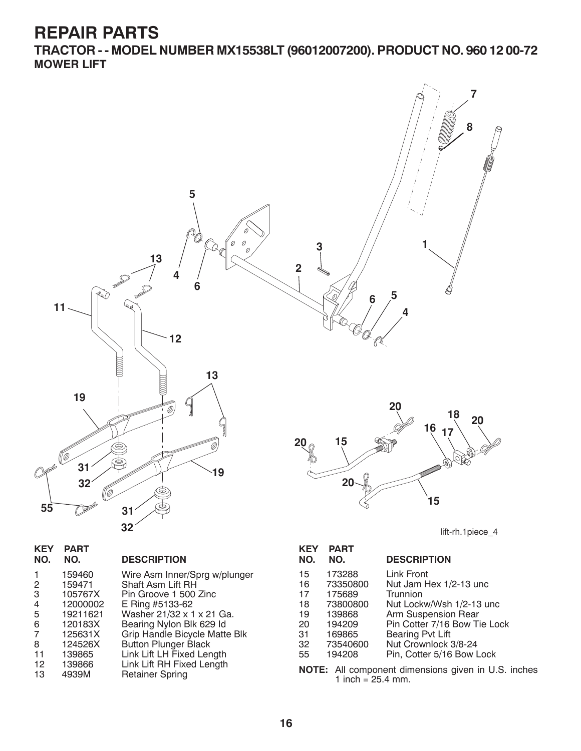# REPAIR PARTS

## TRACTOR - - MODEL NUMBER MX15538LT (96012007200). PRODUCT NO. 960 12 00-72

### MOWER LIFT

lift-rh.1piece_4

| KEY NO. | PART NO. | DESCRIPTION |
|---|---|---|
| 1 | 159460 | Wire Asm Inner/Sprg w/plunger |
| 2 | 159471 | Shaft Asm Lift RH |
| 3 | 105767X | Pin Groove 1 500 Zinc |
| 4 | 12000002 | E Ring #5133-62 |
| 5 | 19211621 | Washer 21/32 x 1 x 21 Ga. |
| 6 | 120183X | Bearing Nylon Blk 629 Id |
| 7 | 125631X | Grip Handle Bicycle Matte Blk |
| 8 | 124526X | Button Plunger Black |
| 11 | 139865 | Link Lift LH Fixed Length |
| 12 | 139866 | Link Lift RH Fixed Length |
| 13 | 4939M | Retainer Spring |
| 15 | 173288 | Link Front |
| 16 | 73350800 | Nut Jam Hex 1/2-13 unc |
| 17 | 175689 | Trunnion |
| 18 | 73800800 | Nut Lockw/Wsh 1/2-13 unc |
| 19 | 139868 | Arm Suspension Rear |
| 20 | 194209 | Pin Cotter 7/16 Bow Tie Lock |
| 31 | 169865 | Bearing Pvt Lift |
| 32 | 73540600 | Nut Crownlock 3/8-24 |
| 55 | 194208 | Pin, Cotter 5/16 Bow Lock |

**NOTE:** All component dimensions given in U.S. inches 1 inch = 25.4 mm.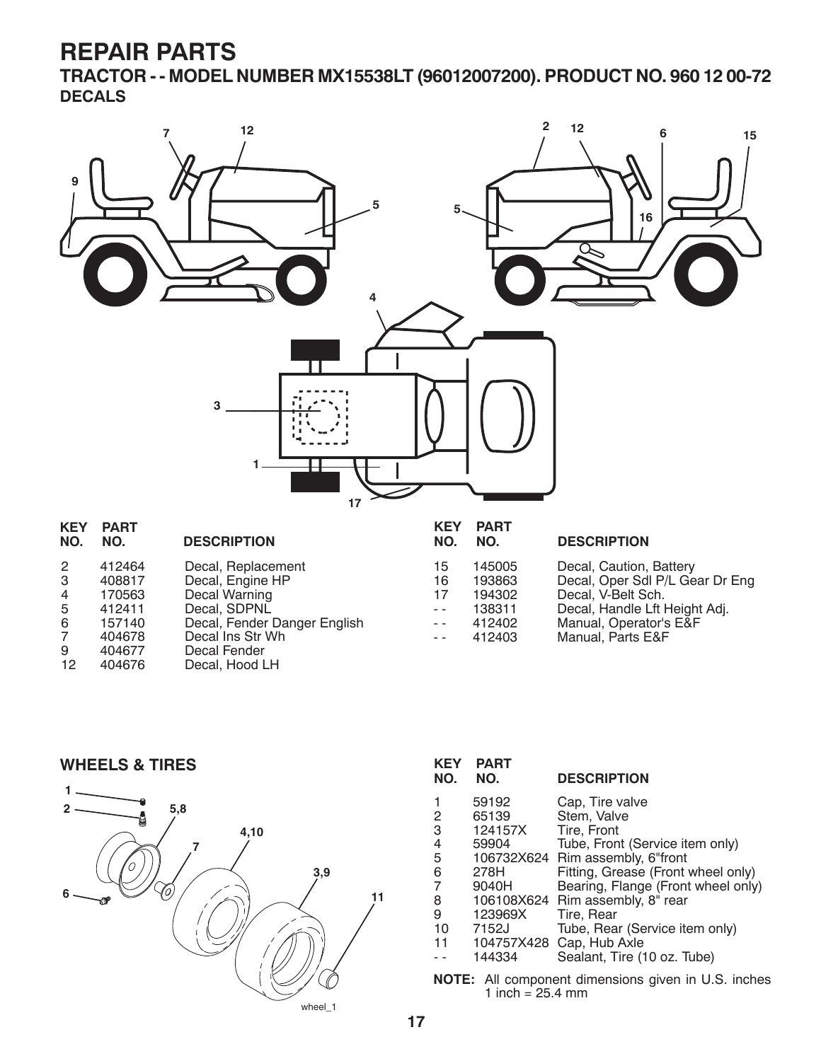# REPAIR PARTS

## TRACTOR - - MODEL NUMBER MX15538LT (96012007200). PRODUCT NO. 960 12 00-72

### DECALS

| KEY NO. | PART NO. | DESCRIPTION |
|---|---|---|
| 2 | 412464 | Decal, Replacement |
| 3 | 408817 | Decal, Engine HP |
| 4 | 170563 | Decal Warning |
| 5 | 412411 | Decal, SDPNL |
| 6 | 157140 | Decal, Fender Danger English |
| 7 | 404678 | Decal Ins Str Wh |
| 9 | 404677 | Decal Fender |
| 12 | 404676 | Decal, Hood LH |
| 15 | 145005 | Decal, Caution, Battery |
| 16 | 193863 | Decal, Oper Sdl P/L Gear Dr Eng |
| 17 | 194302 | Decal, V-Belt Sch. |
| - - | 138311 | Decal, Handle Lft Height Adj. |
| - - | 412402 | Manual, Operator's E&F |
| - - | 412403 | Manual, Parts E&F |

### WHEELS & TIRES

| KEY NO. | PART NO. | DESCRIPTION |
|---|---|---|
| 1 | 59192 | Cap, Tire valve |
| 2 | 65139 | Stem, Valve |
| 3 | 124157X | Tire, Front |
| 4 | 59904 | Tube, Front (Service item only) |
| 5 | 106732X624 | Rim assembly, 6"front |
| 6 | 278H | Fitting, Grease (Front wheel only) |
| 7 | 9040H | Bearing, Flange (Front wheel only) |
| 8 | 106108X624 | Rim assembly, 8" rear |
| 9 | 123969X | Tire, Rear |
| 10 | 7152J | Tube, Rear (Service item only) |
| 11 | 104757X428 | Cap, Hub Axle |
| - - | 144334 | Sealant, Tire (10 oz. Tube) |

**NOTE:** All component dimensions given in U.S. inches
1 inch = 25.4 mm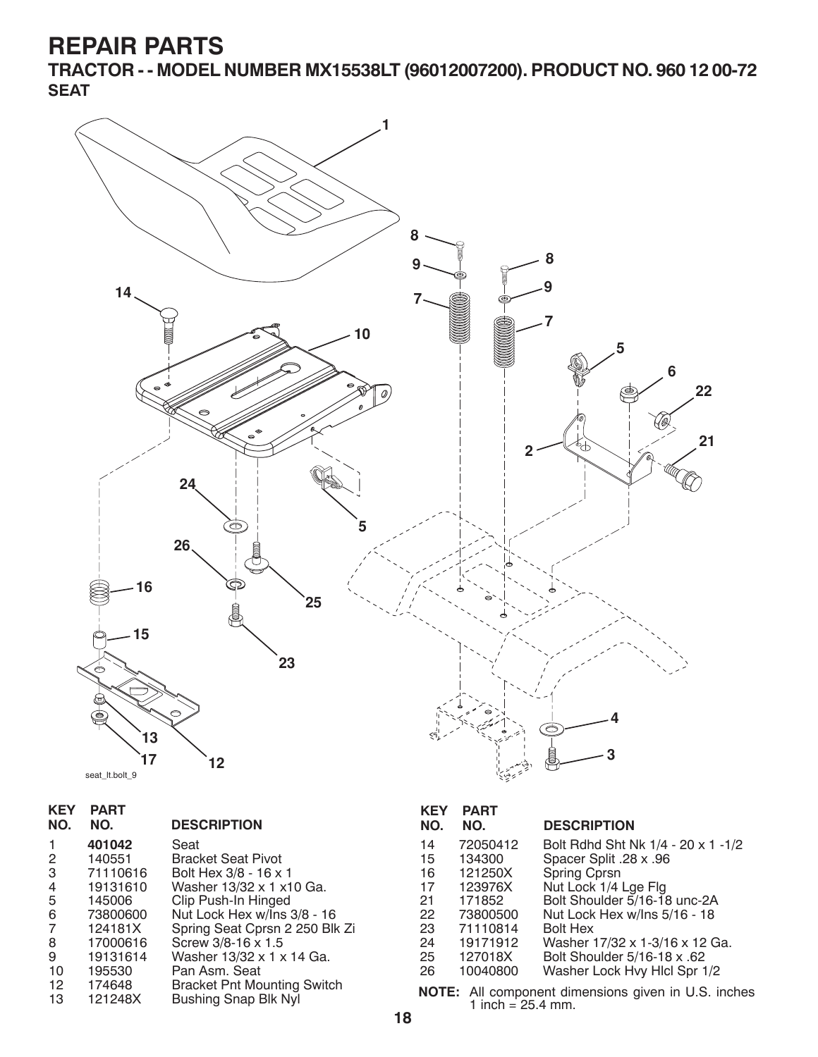# REPAIR PARTS

## TRACTOR - - MODEL NUMBER MX15538LT (96012007200). PRODUCT NO. 960 12 00-72

### SEAT

seat_lt.bolt_9

| KEY NO. | PART NO. | DESCRIPTION |
|---|---|---|
| 1 | **401042** | Seat |
| 2 | 140551 | Bracket Seat Pivot |
| 3 | 71110616 | Bolt Hex 3/8 - 16 x 1 |
| 4 | 19131610 | Washer 13/32 x 1 x10 Ga. |
| 5 | 145006 | Clip Push-In Hinged |
| 6 | 73800600 | Nut Lock Hex w/Ins 3/8 - 16 |
| 7 | 124181X | Spring Seat Cprsn 2 250 Blk Zi |
| 8 | 17000616 | Screw 3/8-16 x 1.5 |
| 9 | 19131614 | Washer 13/32 x 1 x 14 Ga. |
| 10 | 195530 | Pan Asm. Seat |
| 12 | 174648 | Bracket Pnt Mounting Switch |
| 13 | 121248X | Bushing Snap Blk Nyl |
| 14 | 72050412 | Bolt Rdhd Sht Nk 1/4 - 20 x 1 -1/2 |
| 15 | 134300 | Spacer Split .28 x .96 |
| 16 | 121250X | Spring Cprsn |
| 17 | 123976X | Nut Lock 1/4 Lge Flg |
| 21 | 171852 | Bolt Shoulder 5/16-18 unc-2A |
| 22 | 73800500 | Nut Lock Hex w/Ins 5/16 - 18 |
| 23 | 71110814 | Bolt Hex |
| 24 | 19171912 | Washer 17/32 x 1-3/16 x 12 Ga. |
| 25 | 127018X | Bolt Shoulder 5/16-18 x .62 |
| 26 | 10040800 | Washer Lock Hvy Hlcl Spr 1/2 |

**NOTE:** All component dimensions given in U.S. inches
1 inch = 25.4 mm.